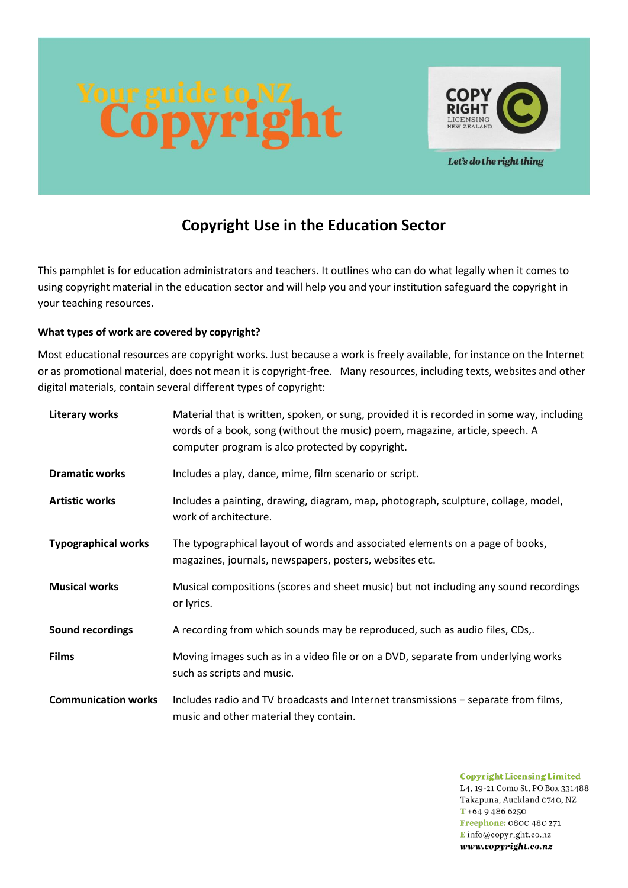# Your guide to NZ Copyright

COPY RIGHT LICENSING NEW ZEALAND

*Let's do the right thing*

## Copyright Use in the Education Sector

This pamphlet is for education administrators and teachers. It outlines who can do what legally when it comes to using copyright material in the education sector and will help you and your institution safeguard the copyright in your teaching resources.

**What types of work are covered by copyright?**

Most educational resources are copyright works. Just because a work is freely available, for instance on the Internet or as promotional material, does not mean it is copyright-free. Many resources, including texts, websites and other digital materials, contain several different types of copyright:

| | |
|---|---|
| **Literary works** | Material that is written, spoken, or sung, provided it is recorded in some way, including words of a book, song (without the music) poem, magazine, article, speech. A computer program is alco protected by copyright. |
| **Dramatic works** | Includes a play, dance, mime, film scenario or script. |
| **Artistic works** | Includes a painting, drawing, diagram, map, photograph, sculpture, collage, model, work of architecture. |
| **Typographical works** | The typographical layout of words and associated elements on a page of books, magazines, journals, newspapers, posters, websites etc. |
| **Musical works** | Musical compositions (scores and sheet music) but not including any sound recordings or lyrics. |
| **Sound recordings** | A recording from which sounds may be reproduced, such as audio files, CDs,. |
| **Films** | Moving images such as in a video file or on a DVD, separate from underlying works such as scripts and music. |
| **Communication works** | Includes radio and TV broadcasts and Internet transmissions – separate from films, music and other material they contain. |

**Copyright Licensing Limited**
L4, 19-21 Como St, PO Box 331488
Takapuna, Auckland 0740, NZ
T +64 9 486 6250
Freephone: 0800 480 271
E info@copyright.co.nz
www.copyright.co.nz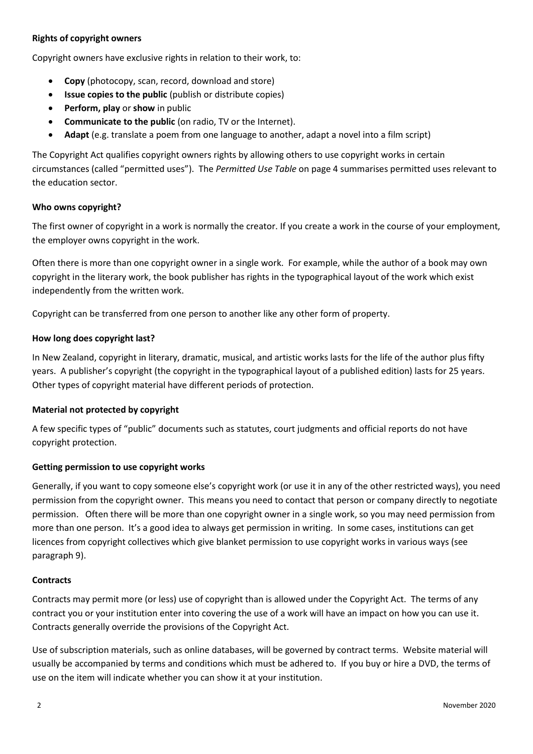**Rights of copyright owners**

Copyright owners have exclusive rights in relation to their work, to:

- **Copy** (photocopy, scan, record, download and store)
- **Issue copies to the public** (publish or distribute copies)
- **Perform, play** or **show** in public
- **Communicate to the public** (on radio, TV or the Internet).
- **Adapt** (e.g. translate a poem from one language to another, adapt a novel into a film script)

The Copyright Act qualifies copyright owners rights by allowing others to use copyright works in certain circumstances (called "permitted uses"). The *Permitted Use Table* on page 4 summarises permitted uses relevant to the education sector.

**Who owns copyright?**

The first owner of copyright in a work is normally the creator. If you create a work in the course of your employment, the employer owns copyright in the work.

Often there is more than one copyright owner in a single work. For example, while the author of a book may own copyright in the literary work, the book publisher has rights in the typographical layout of the work which exist independently from the written work.

Copyright can be transferred from one person to another like any other form of property.

**How long does copyright last?**

In New Zealand, copyright in literary, dramatic, musical, and artistic works lasts for the life of the author plus fifty years. A publisher's copyright (the copyright in the typographical layout of a published edition) lasts for 25 years. Other types of copyright material have different periods of protection.

**Material not protected by copyright**

A few specific types of "public" documents such as statutes, court judgments and official reports do not have copyright protection.

**Getting permission to use copyright works**

Generally, if you want to copy someone else's copyright work (or use it in any of the other restricted ways), you need permission from the copyright owner. This means you need to contact that person or company directly to negotiate permission. Often there will be more than one copyright owner in a single work, so you may need permission from more than one person. It's a good idea to always get permission in writing. In some cases, institutions can get licences from copyright collectives which give blanket permission to use copyright works in various ways (see paragraph 9).

**Contracts**

Contracts may permit more (or less) use of copyright than is allowed under the Copyright Act. The terms of any contract you or your institution enter into covering the use of a work will have an impact on how you can use it. Contracts generally override the provisions of the Copyright Act.

Use of subscription materials, such as online databases, will be governed by contract terms. Website material will usually be accompanied by terms and conditions which must be adhered to. If you buy or hire a DVD, the terms of use on the item will indicate whether you can show it at your institution.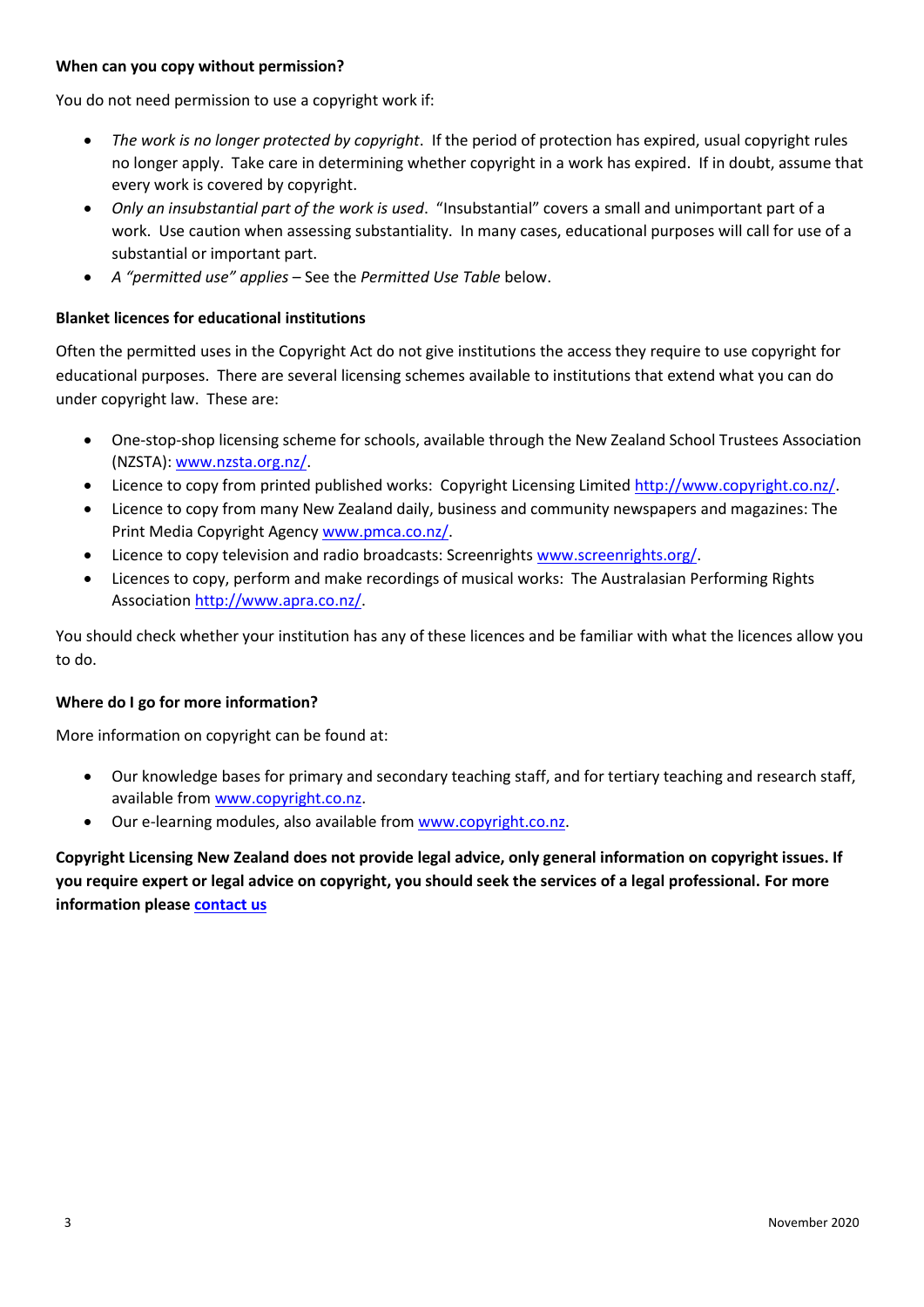**When can you copy without permission?**

You do not need permission to use a copyright work if:

- *The work is no longer protected by copyright*. If the period of protection has expired, usual copyright rules no longer apply. Take care in determining whether copyright in a work has expired. If in doubt, assume that every work is covered by copyright.
- *Only an insubstantial part of the work is used*. "Insubstantial" covers a small and unimportant part of a work. Use caution when assessing substantiality. In many cases, educational purposes will call for use of a substantial or important part.
- *A "permitted use" applies* – See the *Permitted Use Table* below.

**Blanket licences for educational institutions**

Often the permitted uses in the Copyright Act do not give institutions the access they require to use copyright for educational purposes. There are several licensing schemes available to institutions that extend what you can do under copyright law. These are:

- One-stop-shop licensing scheme for schools, available through the New Zealand School Trustees Association (NZSTA): [www.nzsta.org.nz/](http://www.nzsta.org.nz/).
- Licence to copy from printed published works: Copyright Licensing Limited [http://www.copyright.co.nz/](http://www.copyright.co.nz/).
- Licence to copy from many New Zealand daily, business and community newspapers and magazines: The Print Media Copyright Agency [www.pmca.co.nz/](http://www.pmca.co.nz/).
- Licence to copy television and radio broadcasts: Screenrights [www.screenrights.org/](http://www.screenrights.org/).
- Licences to copy, perform and make recordings of musical works: The Australasian Performing Rights Association [http://www.apra.co.nz/](http://www.apra.co.nz/).

You should check whether your institution has any of these licences and be familiar with what the licences allow you to do.

**Where do I go for more information?**

More information on copyright can be found at:

- Our knowledge bases for primary and secondary teaching staff, and for tertiary teaching and research staff, available from [www.copyright.co.nz](http://www.copyright.co.nz).
- Our e-learning modules, also available from [www.copyright.co.nz](http://www.copyright.co.nz).

**Copyright Licensing New Zealand does not provide legal advice, only general information on copyright issues. If you require expert or legal advice on copyright, you should seek the services of a legal professional. For more information please contact us**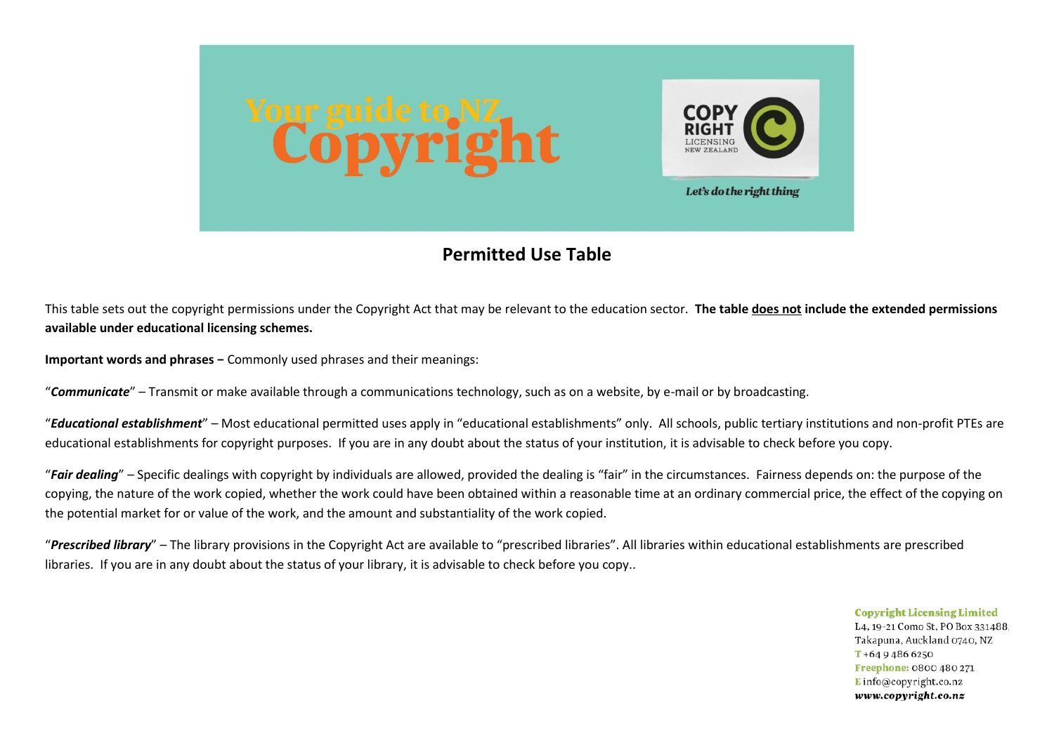Your guide to NZ Copyright

COPY RIGHT LICENSING NEW ZEALAND

Let's do the right thing

## Permitted Use Table

This table sets out the copyright permissions under the Copyright Act that may be relevant to the education sector. **The table does not include the extended permissions available under educational licensing schemes.**

**Important words and phrases –** Commonly used phrases and their meanings:

"***Communicate***" – Transmit or make available through a communications technology, such as on a website, by e-mail or by broadcasting.

"***Educational establishment***" – Most educational permitted uses apply in "educational establishments" only. All schools, public tertiary institutions and non-profit PTEs are educational establishments for copyright purposes. If you are in any doubt about the status of your institution, it is advisable to check before you copy.

"***Fair dealing***" – Specific dealings with copyright by individuals are allowed, provided the dealing is "fair" in the circumstances. Fairness depends on: the purpose of the copying, the nature of the work copied, whether the work could have been obtained within a reasonable time at an ordinary commercial price, the effect of the copying on the potential market for or value of the work, and the amount and substantiality of the work copied.

"***Prescribed library***" – The library provisions in the Copyright Act are available to "prescribed libraries". All libraries within educational establishments are prescribed libraries. If you are in any doubt about the status of your library, it is advisable to check before you copy..

**Copyright Licensing Limited**
L4, 19-21 Como St, PO Box 331488,
Takapuna, Auckland 0740, NZ
T +64 9 486 6250
Freephone: 0800 480 271
E info@copyright.co.nz
*www.copyright.co.nz*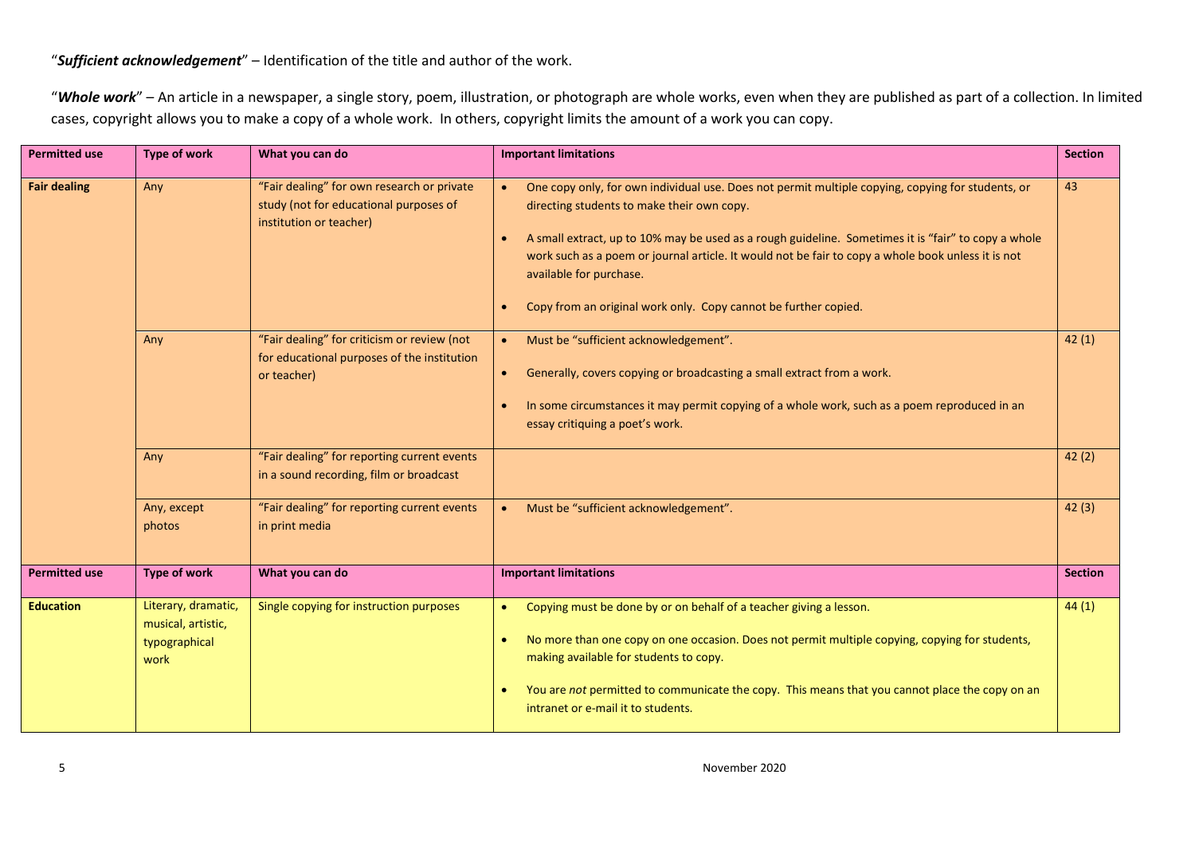"***Sufficient acknowledgement***" – Identification of the title and author of the work.

"***Whole work***" – An article in a newspaper, a single story, poem, illustration, or photograph are whole works, even when they are published as part of a collection. In limited cases, copyright allows you to make a copy of a whole work. In others, copyright limits the amount of a work you can copy.

| **Permitted use** | **Type of work** | **What you can do** | **Important limitations** | **Section** |
|---|---|---|---|---|
| **Fair dealing** | Any | "Fair dealing" for own research or private study (not for educational purposes of institution or teacher) | • One copy only, for own individual use. Does not permit multiple copying, copying for students, or directing students to make their own copy.<br>• A small extract, up to 10% may be used as a rough guideline. Sometimes it is "fair" to copy a whole work such as a poem or journal article. It would not be fair to copy a whole book unless it is not available for purchase.<br>• Copy from an original work only. Copy cannot be further copied. | 43 |
| | Any | "Fair dealing" for criticism or review (not for educational purposes of the institution or teacher) | • Must be "sufficient acknowledgement".<br>• Generally, covers copying or broadcasting a small extract from a work.<br>• In some circumstances it may permit copying of a whole work, such as a poem reproduced in an essay critiquing a poet's work. | 42 (1) |
| | Any | "Fair dealing" for reporting current events in a sound recording, film or broadcast | | 42 (2) |
| | Any, except photos | "Fair dealing" for reporting current events in print media | • Must be "sufficient acknowledgement". | 42 (3) |
| **Permitted use** | **Type of work** | **What you can do** | **Important limitations** | **Section** |
| **Education** | Literary, dramatic, musical, artistic, typographical work | Single copying for instruction purposes | • Copying must be done by or on behalf of a teacher giving a lesson.<br>• No more than one copy on one occasion. Does not permit multiple copying, copying for students, making available for students to copy.<br>• You are *not* permitted to communicate the copy. This means that you cannot place the copy on an intranet or e-mail it to students. | 44 (1) |

November 2020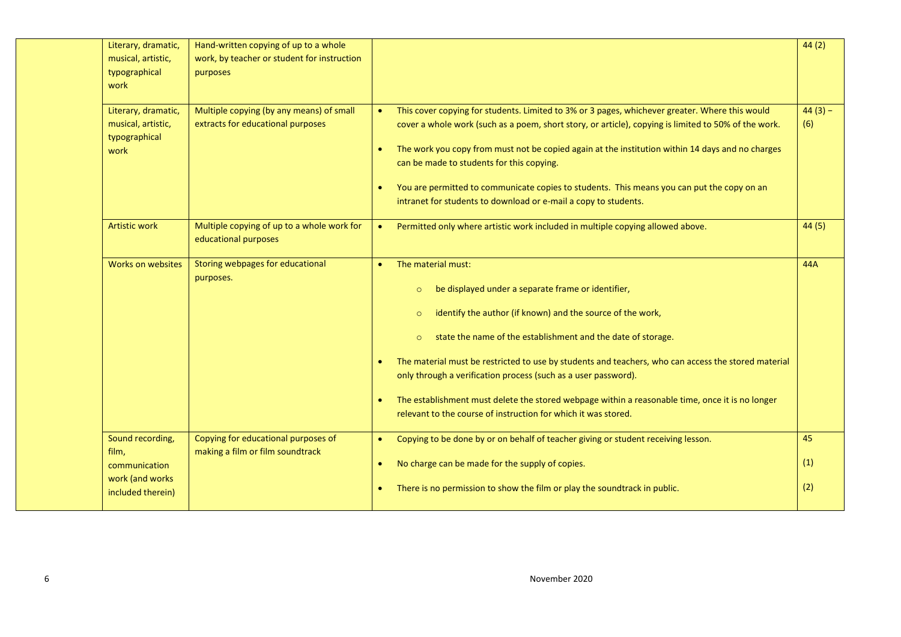|  |  |  |  |  |
|---|---|---|---|---|
|  | Literary, dramatic, musical, artistic, typographical work | Hand-written copying of up to a whole work, by teacher or student for instruction purposes |  | 44 (2) |
|  | Literary, dramatic, musical, artistic, typographical work | Multiple copying (by any means) of small extracts for educational purposes | • This cover copying for students. Limited to 3% or 3 pages, whichever greater. Where this would cover a whole work (such as a poem, short story, or article), copying is limited to 50% of the work.<br>• The work you copy from must not be copied again at the institution within 14 days and no charges can be made to students for this copying.<br>• You are permitted to communicate copies to students. This means you can put the copy on an intranet for students to download or e-mail a copy to students. | 44 (3) – (6) |
|  | Artistic work | Multiple copying of up to a whole work for educational purposes | • Permitted only where artistic work included in multiple copying allowed above. | 44 (5) |
|  | Works on websites | Storing webpages for educational purposes. | • The material must:<br>  ○ be displayed under a separate frame or identifier,<br>  ○ identify the author (if known) and the source of the work,<br>  ○ state the name of the establishment and the date of storage.<br>• The material must be restricted to use by students and teachers, who can access the stored material only through a verification process (such as a user password).<br>• The establishment must delete the stored webpage within a reasonable time, once it is no longer relevant to the course of instruction for which it was stored. | 44A |
|  | Sound recording, film, communication work (and works included therein) | Copying for educational purposes of making a film or film soundtrack | • Copying to be done by or on behalf of teacher giving or student receiving lesson.<br>• No charge can be made for the supply of copies.<br>• There is no permission to show the film or play the soundtrack in public. | 45<br>(1)<br>(2) |

November 2020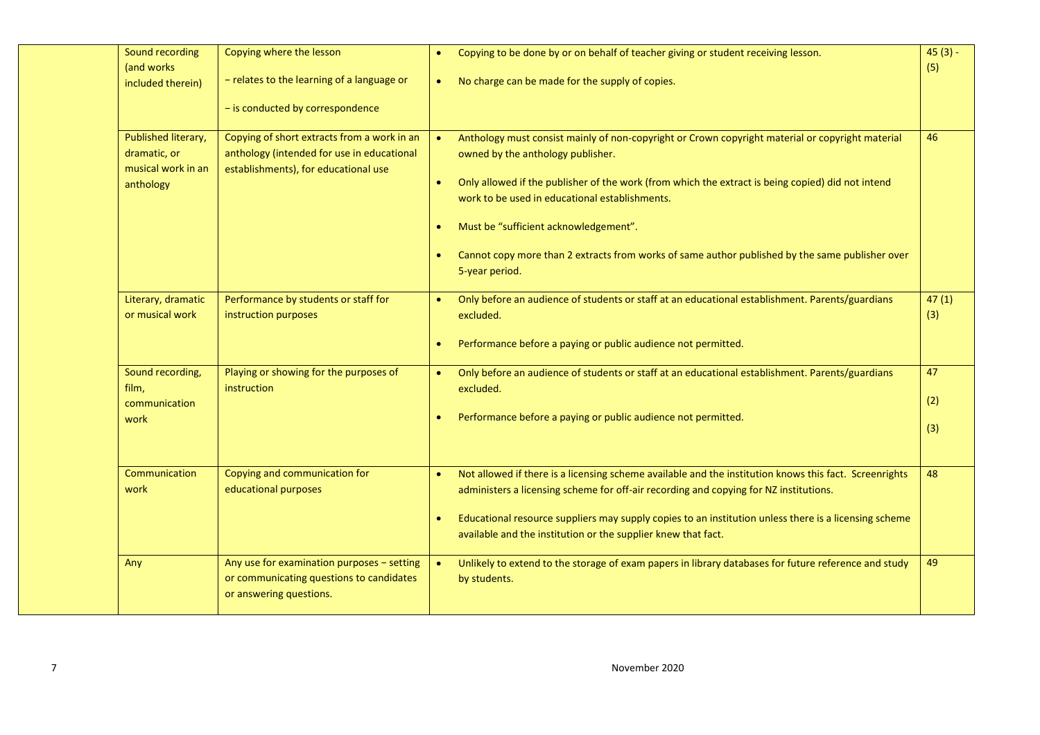| | | | | |
|---|---|---|---|---|
| | Sound recording (and works included therein) | Copying where the lesson<br><br>– relates to the learning of a language or<br><br>– is conducted by correspondence | • Copying to be done by or on behalf of teacher giving or student receiving lesson.<br><br>• No charge can be made for the supply of copies. | 45 (3) - (5) |
| | Published literary, dramatic, or musical work in an anthology | Copying of short extracts from a work in an anthology (intended for use in educational establishments), for educational use | • Anthology must consist mainly of non-copyright or Crown copyright material or copyright material owned by the anthology publisher.<br><br>• Only allowed if the publisher of the work (from which the extract is being copied) did not intend work to be used in educational establishments.<br><br>• Must be "sufficient acknowledgement".<br><br>• Cannot copy more than 2 extracts from works of same author published by the same publisher over 5-year period. | 46 |
| | Literary, dramatic or musical work | Performance by students or staff for instruction purposes | • Only before an audience of students or staff at an educational establishment. Parents/guardians excluded.<br><br>• Performance before a paying or public audience not permitted. | 47 (1) (3) |
| | Sound recording, film, communication work | Playing or showing for the purposes of instruction | • Only before an audience of students or staff at an educational establishment. Parents/guardians excluded.<br><br>• Performance before a paying or public audience not permitted. | 47<br><br>(2)<br><br>(3) |
| | Communication work | Copying and communication for educational purposes | • Not allowed if there is a licensing scheme available and the institution knows this fact. Screenrights administers a licensing scheme for off-air recording and copying for NZ institutions.<br><br>• Educational resource suppliers may supply copies to an institution unless there is a licensing scheme available and the institution or the supplier knew that fact. | 48 |
| | Any | Any use for examination purposes – setting or communicating questions to candidates or answering questions. | • Unlikely to extend to the storage of exam papers in library databases for future reference and study by students. | 49 |

November 2020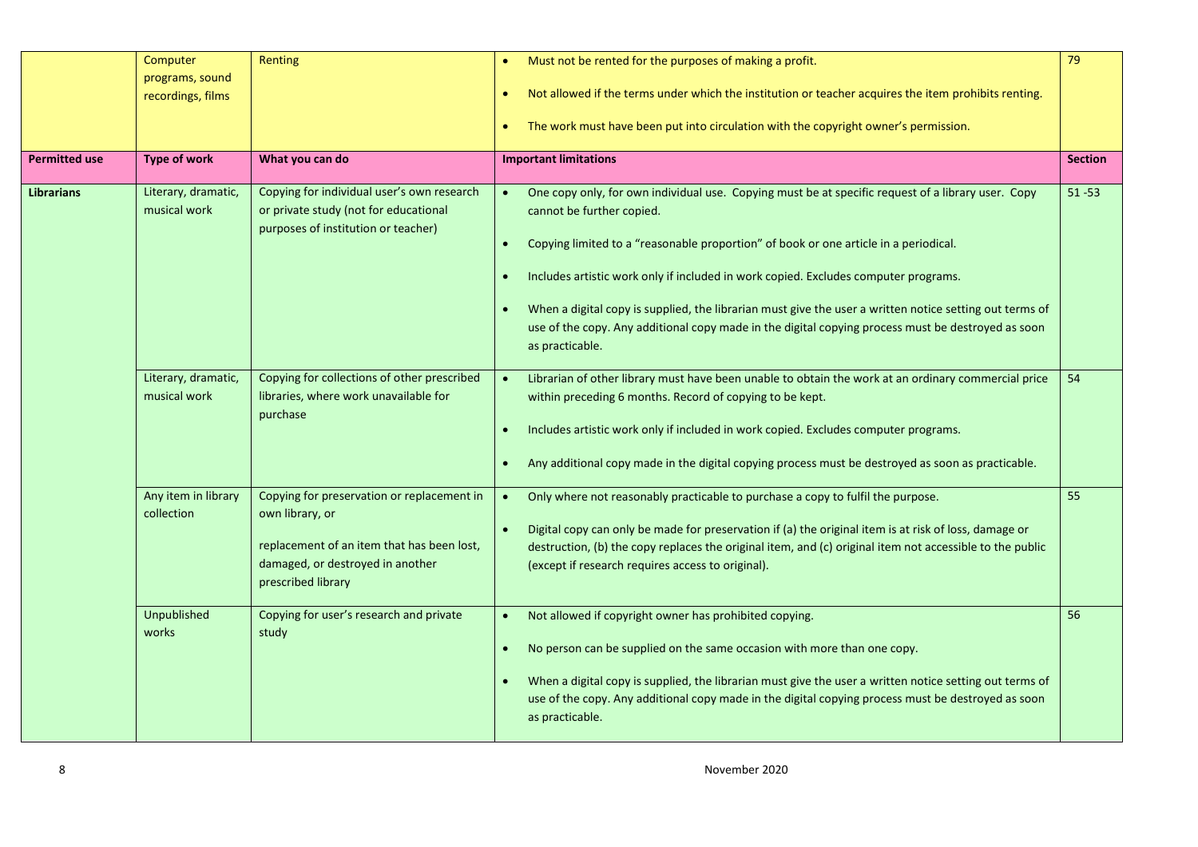| | Computer programs, sound recordings, films | Renting | <ul><li>Must not be rented for the purposes of making a profit.</li><li>Not allowed if the terms under which the institution or teacher acquires the item prohibits renting.</li><li>The work must have been put into circulation with the copyright owner's permission.</li></ul> | 79 |
|---|---|---|---|---|
| **Permitted use** | **Type of work** | **What you can do** | **Important limitations** | **Section** |
| **Librarians** | Literary, dramatic, musical work | Copying for individual user's own research or private study (not for educational purposes of institution or teacher) | <ul><li>One copy only, for own individual use. Copying must be at specific request of a library user. Copy cannot be further copied.</li><li>Copying limited to a "reasonable proportion" of book or one article in a periodical.</li><li>Includes artistic work only if included in work copied. Excludes computer programs.</li><li>When a digital copy is supplied, the librarian must give the user a written notice setting out terms of use of the copy. Any additional copy made in the digital copying process must be destroyed as soon as practicable.</li></ul> | 51 -53 |
| | Literary, dramatic, musical work | Copying for collections of other prescribed libraries, where work unavailable for purchase | <ul><li>Librarian of other library must have been unable to obtain the work at an ordinary commercial price within preceding 6 months. Record of copying to be kept.</li><li>Includes artistic work only if included in work copied. Excludes computer programs.</li><li>Any additional copy made in the digital copying process must be destroyed as soon as practicable.</li></ul> | 54 |
| | Any item in library collection | Copying for preservation or replacement in own library, or<br><br>replacement of an item that has been lost, damaged, or destroyed in another prescribed library | <ul><li>Only where not reasonably practicable to purchase a copy to fulfil the purpose.</li><li>Digital copy can only be made for preservation if (a) the original item is at risk of loss, damage or destruction, (b) the copy replaces the original item, and (c) original item not accessible to the public (except if research requires access to original).</li></ul> | 55 |
| | Unpublished works | Copying for user's research and private study | <ul><li>Not allowed if copyright owner has prohibited copying.</li><li>No person can be supplied on the same occasion with more than one copy.</li><li>When a digital copy is supplied, the librarian must give the user a written notice setting out terms of use of the copy. Any additional copy made in the digital copying process must be destroyed as soon as practicable.</li></ul> | 56 |

November 2020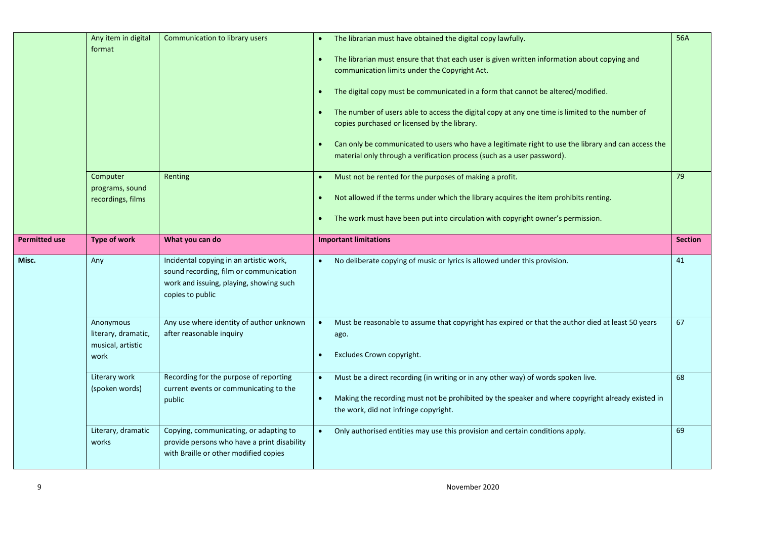| | | | | |
|---|---|---|---|---|
| | Any item in digital format | Communication to library users | • The librarian must have obtained the digital copy lawfully.<br>• The librarian must ensure that that each user is given written information about copying and communication limits under the Copyright Act.<br>• The digital copy must be communicated in a form that cannot be altered/modified.<br>• The number of users able to access the digital copy at any one time is limited to the number of copies purchased or licensed by the library.<br>• Can only be communicated to users who have a legitimate right to use the library and can access the material only through a verification process (such as a user password). | 56A |
| | Computer programs, sound recordings, films | Renting | • Must not be rented for the purposes of making a profit.<br>• Not allowed if the terms under which the library acquires the item prohibits renting.<br>• The work must have been put into circulation with copyright owner's permission. | 79 |

| Permitted use | Type of work | What you can do | Important limitations | Section |
|---|---|---|---|---|
| **Misc.** | Any | Incidental copying in an artistic work, sound recording, film or communication work and issuing, playing, showing such copies to public | • No deliberate copying of music or lyrics is allowed under this provision. | 41 |
| | Anonymous literary, dramatic, musical, artistic work | Any use where identity of author unknown after reasonable inquiry | • Must be reasonable to assume that copyright has expired or that the author died at least 50 years ago.<br>• Excludes Crown copyright. | 67 |
| | Literary work (spoken words) | Recording for the purpose of reporting current events or communicating to the public | • Must be a direct recording (in writing or in any other way) of words spoken live.<br>• Making the recording must not be prohibited by the speaker and where copyright already existed in the work, did not infringe copyright. | 68 |
| | Literary, dramatic works | Copying, communicating, or adapting to provide persons who have a print disability with Braille or other modified copies | • Only authorised entities may use this provision and certain conditions apply. | 69 |

November 2020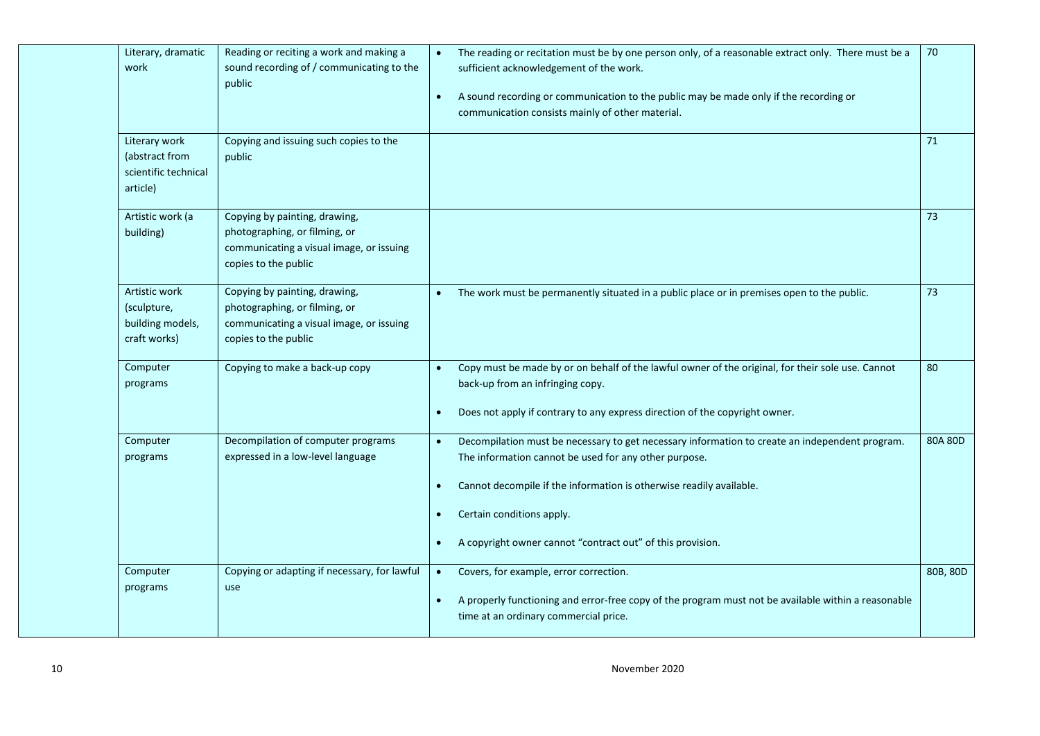|  | Literary, dramatic work | Reading or reciting a work and making a sound recording of / communicating to the public | • The reading or recitation must be by one person only, of a reasonable extract only. There must be a sufficient acknowledgement of the work.<br><br>• A sound recording or communication to the public may be made only if the recording or communication consists mainly of other material. | 70 |
|---|---|---|---|---|
|  | Literary work (abstract from scientific technical article) | Copying and issuing such copies to the public |  | 71 |
|  | Artistic work (a building) | Copying by painting, drawing, photographing, or filming, or communicating a visual image, or issuing copies to the public |  | 73 |
|  | Artistic work (sculpture, building models, craft works) | Copying by painting, drawing, photographing, or filming, or communicating a visual image, or issuing copies to the public | • The work must be permanently situated in a public place or in premises open to the public. | 73 |
|  | Computer programs | Copying to make a back-up copy | • Copy must be made by or on behalf of the lawful owner of the original, for their sole use. Cannot back-up from an infringing copy.<br><br>• Does not apply if contrary to any express direction of the copyright owner. | 80 |
|  | Computer programs | Decompilation of computer programs expressed in a low-level language | • Decompilation must be necessary to get necessary information to create an independent program. The information cannot be used for any other purpose.<br><br>• Cannot decompile if the information is otherwise readily available.<br><br>• Certain conditions apply.<br><br>• A copyright owner cannot "contract out" of this provision. | 80A 80D |
|  | Computer programs | Copying or adapting if necessary, for lawful use | • Covers, for example, error correction.<br><br>• A properly functioning and error-free copy of the program must not be available within a reasonable time at an ordinary commercial price. | 80B, 80D |

November 2020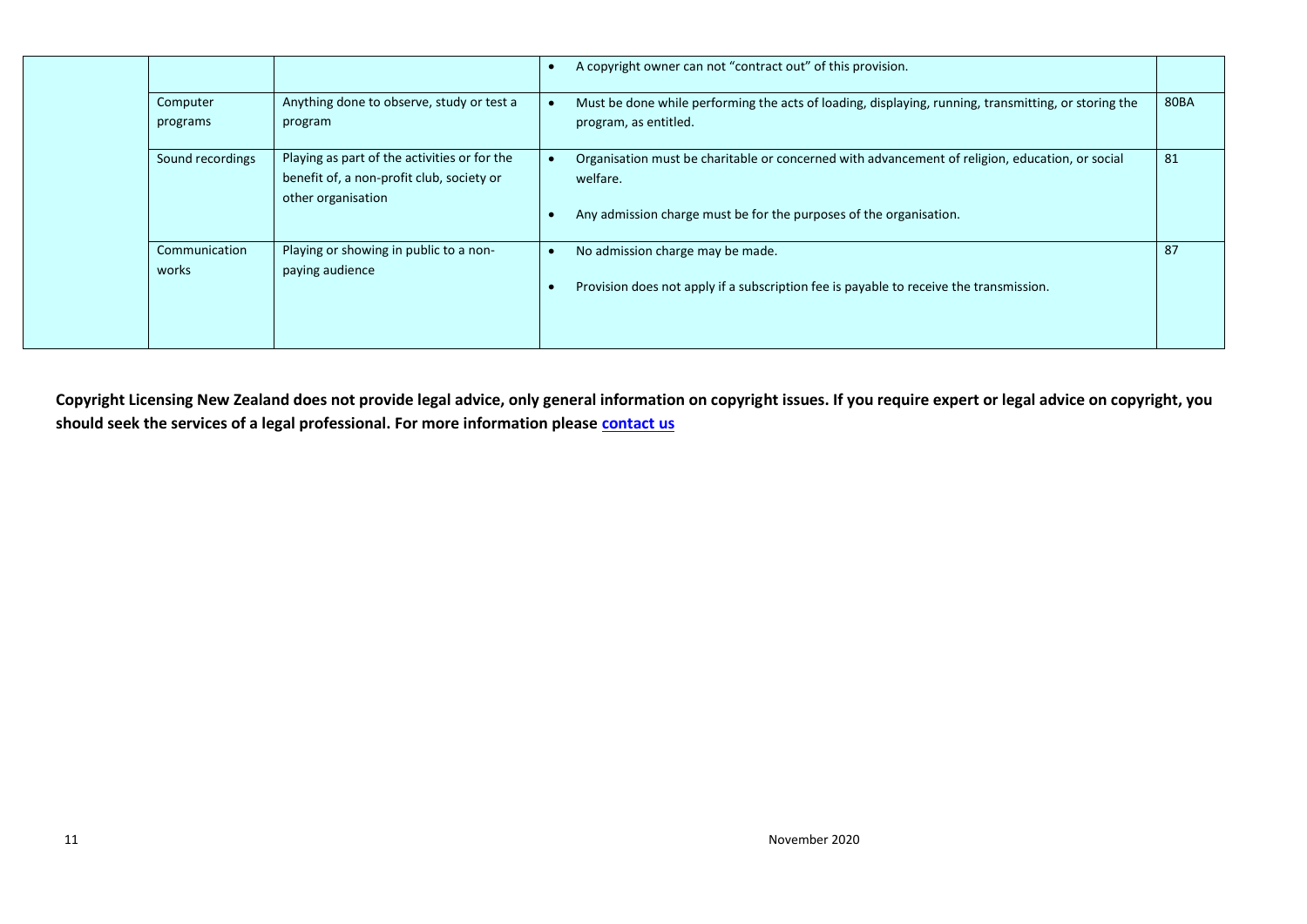| | | | | |
|---|---|---|---|---|
| | | | • A copyright owner can not "contract out" of this provision. | |
| | Computer programs | Anything done to observe, study or test a program | • Must be done while performing the acts of loading, displaying, running, transmitting, or storing the program, as entitled. | 80BA |
| | Sound recordings | Playing as part of the activities or for the benefit of, a non-profit club, society or other organisation | • Organisation must be charitable or concerned with advancement of religion, education, or social welfare.<br>• Any admission charge must be for the purposes of the organisation. | 81 |
| | Communication works | Playing or showing in public to a non-paying audience | • No admission charge may be made.<br>• Provision does not apply if a subscription fee is payable to receive the transmission. | 87 |

**Copyright Licensing New Zealand does not provide legal advice, only general information on copyright issues. If you require expert or legal advice on copyright, you should seek the services of a legal professional. For more information please contact us**